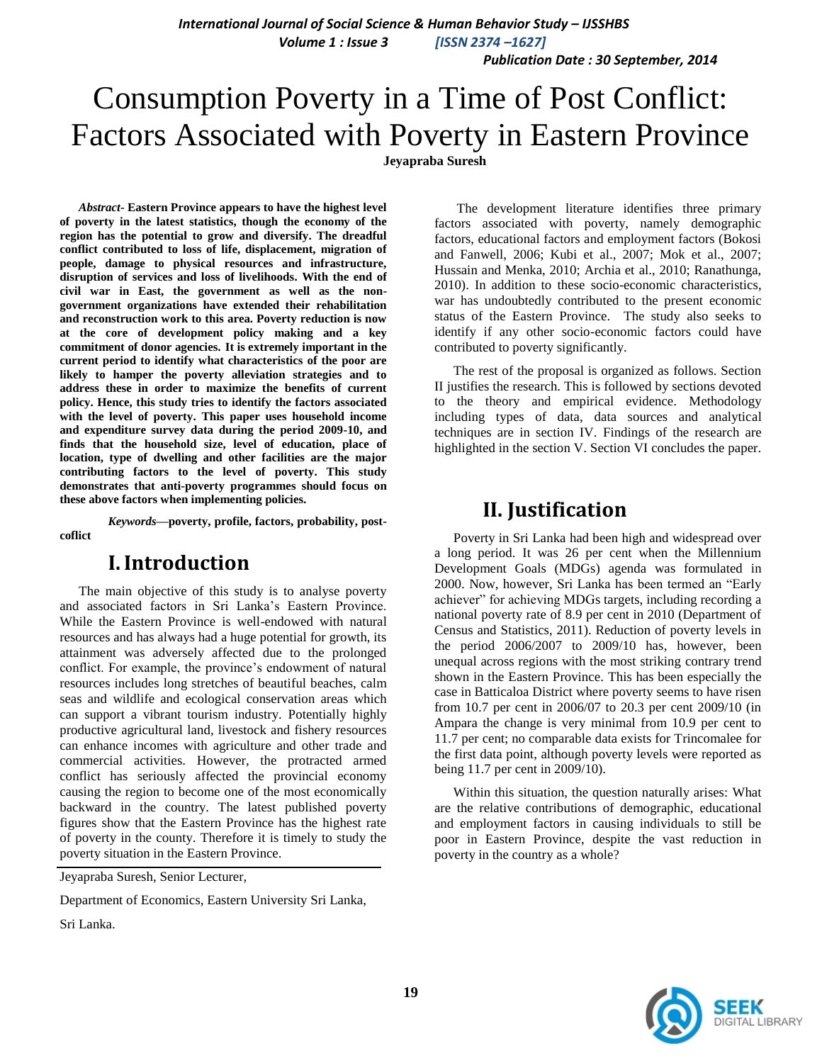# Consumption Poverty in a Time of Post Conflict: Factors Associated with Poverty in Eastern Province

**Jeyapraba Suresh**

***Abstract-*** **Eastern Province appears to have the highest level of poverty in the latest statistics, though the economy of the region has the potential to grow and diversify. The dreadful conflict contributed to loss of life, displacement, migration of people, damage to physical resources and infrastructure, disruption of services and loss of livelihoods. With the end of civil war in East, the government as well as the non-government organizations have extended their rehabilitation and reconstruction work to this area. Poverty reduction is now at the core of development policy making and a key commitment of donor agencies. It is extremely important in the current period to identify what characteristics of the poor are likely to hamper the poverty alleviation strategies and to address these in order to maximize the benefits of current policy. Hence, this study tries to identify the factors associated with the level of poverty. This paper uses household income and expenditure survey data during the period 2009-10, and finds that the household size, level of education, place of location, type of dwelling and other facilities are the major contributing factors to the level of poverty. This study demonstrates that anti-poverty programmes should focus on these above factors when implementing policies.**

***Keywords*—poverty, profile, factors, probability, post-coflict**

## I. Introduction

The main objective of this study is to analyse poverty and associated factors in Sri Lanka's Eastern Province. While the Eastern Province is well-endowed with natural resources and has always had a huge potential for growth, its attainment was adversely affected due to the prolonged conflict. For example, the province's endowment of natural resources includes long stretches of beautiful beaches, calm seas and wildlife and ecological conservation areas which can support a vibrant tourism industry. Potentially highly productive agricultural land, livestock and fishery resources can enhance incomes with agriculture and other trade and commercial activities. However, the protracted armed conflict has seriously affected the provincial economy causing the region to become one of the most economically backward in the country. The latest published poverty figures show that the Eastern Province has the highest rate of poverty in the county. Therefore it is timely to study the poverty situation in the Eastern Province.

Jeyapraba Suresh, Senior Lecturer,

Department of Economics, Eastern University Sri Lanka,

Sri Lanka.

The development literature identifies three primary factors associated with poverty, namely demographic factors, educational factors and employment factors (Bokosi and Fanwell, 2006; Kubi et al., 2007; Mok et al., 2007; Hussain and Menka, 2010; Archia et al., 2010; Ranathunga, 2010). In addition to these socio-economic characteristics, war has undoubtedly contributed to the present economic status of the Eastern Province. The study also seeks to identify if any other socio-economic factors could have contributed to poverty significantly.

The rest of the proposal is organized as follows. Section II justifies the research. This is followed by sections devoted to the theory and empirical evidence. Methodology including types of data, data sources and analytical techniques are in section IV. Findings of the research are highlighted in the section V. Section VI concludes the paper.

## II. Justification

Poverty in Sri Lanka had been high and widespread over a long period. It was 26 per cent when the Millennium Development Goals (MDGs) agenda was formulated in 2000. Now, however, Sri Lanka has been termed an "Early achiever" for achieving MDGs targets, including recording a national poverty rate of 8.9 per cent in 2010 (Department of Census and Statistics, 2011). Reduction of poverty levels in the period 2006/2007 to 2009/10 has, however, been unequal across regions with the most striking contrary trend shown in the Eastern Province. This has been especially the case in Batticaloa District where poverty seems to have risen from 10.7 per cent in 2006/07 to 20.3 per cent 2009/10 (in Ampara the change is very minimal from 10.9 per cent to 11.7 per cent; no comparable data exists for Trincomalee for the first data point, although poverty levels were reported as being 11.7 per cent in 2009/10).

Within this situation, the question naturally arises: What are the relative contributions of demographic, educational and employment factors in causing individuals to still be poor in Eastern Province, despite the vast reduction in poverty in the country as a whole?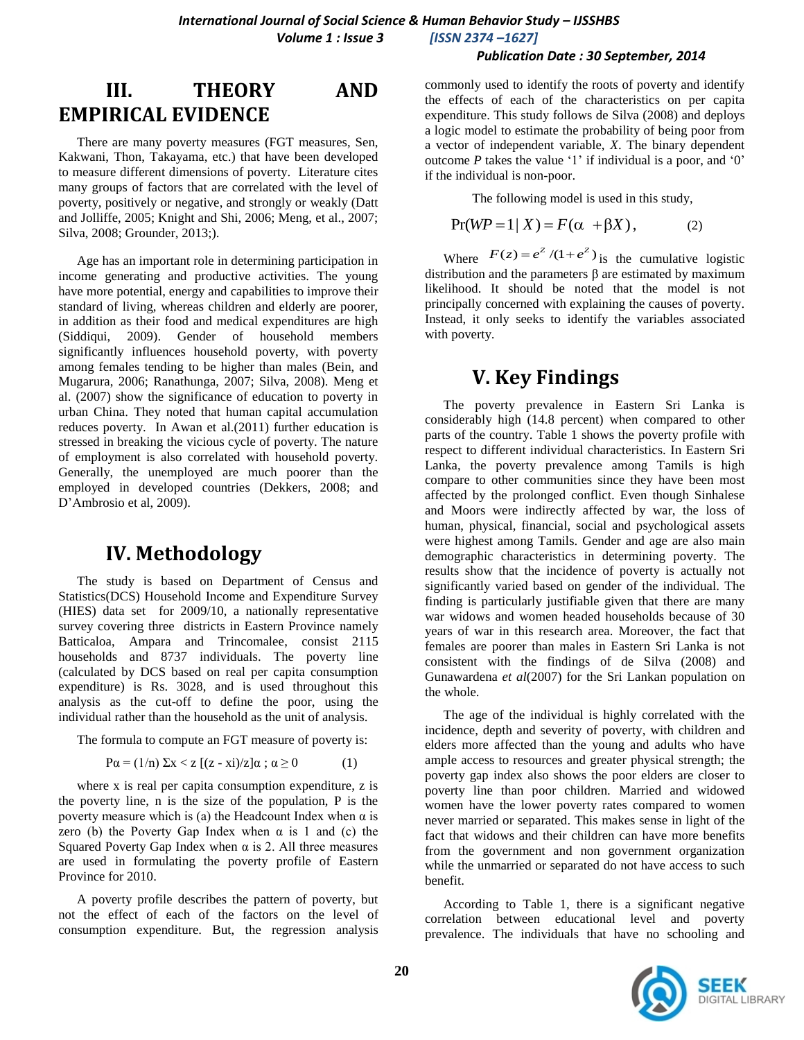## III. THEORY AND EMPIRICAL EVIDENCE

There are many poverty measures (FGT measures, Sen, Kakwani, Thon, Takayama, etc.) that have been developed to measure different dimensions of poverty. Literature cites many groups of factors that are correlated with the level of poverty, positively or negative, and strongly or weakly (Datt and Jolliffe, 2005; Knight and Shi, 2006; Meng, et al., 2007; Silva, 2008; Grounder, 2013;).

Age has an important role in determining participation in income generating and productive activities. The young have more potential, energy and capabilities to improve their standard of living, whereas children and elderly are poorer, in addition as their food and medical expenditures are high (Siddiqui, 2009). Gender of household members significantly influences household poverty, with poverty among females tending to be higher than males (Bein, and Mugarura, 2006; Ranathunga, 2007; Silva, 2008). Meng et al. (2007) show the significance of education to poverty in urban China. They noted that human capital accumulation reduces poverty. In Awan et al.(2011) further education is stressed in breaking the vicious cycle of poverty. The nature of employment is also correlated with household poverty. Generally, the unemployed are much poorer than the employed in developed countries (Dekkers, 2008; and D'Ambrosio et al, 2009).

## IV. Methodology

The study is based on Department of Census and Statistics(DCS) Household Income and Expenditure Survey (HIES) data set for 2009/10, a nationally representative survey covering three districts in Eastern Province namely Batticaloa, Ampara and Trincomalee, consist 2115 households and 8737 individuals. The poverty line (calculated by DCS based on real per capita consumption expenditure) is Rs. 3028, and is used throughout this analysis as the cut-off to define the poor, using the individual rather than the household as the unit of analysis.

The formula to compute an FGT measure of poverty is:

$$P\alpha = (1/n)\ \Sigma x < z\ [(z - xi)/z]\alpha\ ;\ \alpha \geq 0 \qquad (1)$$

where x is real per capita consumption expenditure, z is the poverty line, n is the size of the population, P is the poverty measure which is (a) the Headcount Index when $\alpha$ is zero (b) the Poverty Gap Index when $\alpha$ is 1 and (c) the Squared Poverty Gap Index when $\alpha$ is 2. All three measures are used in formulating the poverty profile of Eastern Province for 2010.

A poverty profile describes the pattern of poverty, but not the effect of each of the factors on the level of consumption expenditure. But, the regression analysis commonly used to identify the roots of poverty and identify the effects of each of the characteristics on per capita expenditure. This study follows de Silva (2008) and deploys a logic model to estimate the probability of being poor from a vector of independent variable, *X*. The binary dependent outcome *P* takes the value '1' if individual is a poor, and '0' if the individual is non-poor.

The following model is used in this study,

$$\Pr(WP = 1 \mid X) = F(\alpha + \beta X), \qquad (2)$$

Where $F(z) = e^{Z}/(1+e^{Z})$ is the cumulative logistic distribution and the parameters β are estimated by maximum likelihood. It should be noted that the model is not principally concerned with explaining the causes of poverty. Instead, it only seeks to identify the variables associated with poverty.

## V. Key Findings

The poverty prevalence in Eastern Sri Lanka is considerably high (14.8 percent) when compared to other parts of the country. Table 1 shows the poverty profile with respect to different individual characteristics. In Eastern Sri Lanka, the poverty prevalence among Tamils is high compare to other communities since they have been most affected by the prolonged conflict. Even though Sinhalese and Moors were indirectly affected by war, the loss of human, physical, financial, social and psychological assets were highest among Tamils. Gender and age are also main demographic characteristics in determining poverty. The results show that the incidence of poverty is actually not significantly varied based on gender of the individual. The finding is particularly justifiable given that there are many war widows and women headed households because of 30 years of war in this research area. Moreover, the fact that females are poorer than males in Eastern Sri Lanka is not consistent with the findings of de Silva (2008) and Gunawardena *et al*(2007) for the Sri Lankan population on the whole.

The age of the individual is highly correlated with the incidence, depth and severity of poverty, with children and elders more affected than the young and adults who have ample access to resources and greater physical strength; the poverty gap index also shows the poor elders are closer to poverty line than poor children. Married and widowed women have the lower poverty rates compared to women never married or separated. This makes sense in light of the fact that widows and their children can have more benefits from the government and non government organization while the unmarried or separated do not have access to such benefit.

According to Table 1, there is a significant negative correlation between educational level and poverty prevalence. The individuals that have no schooling and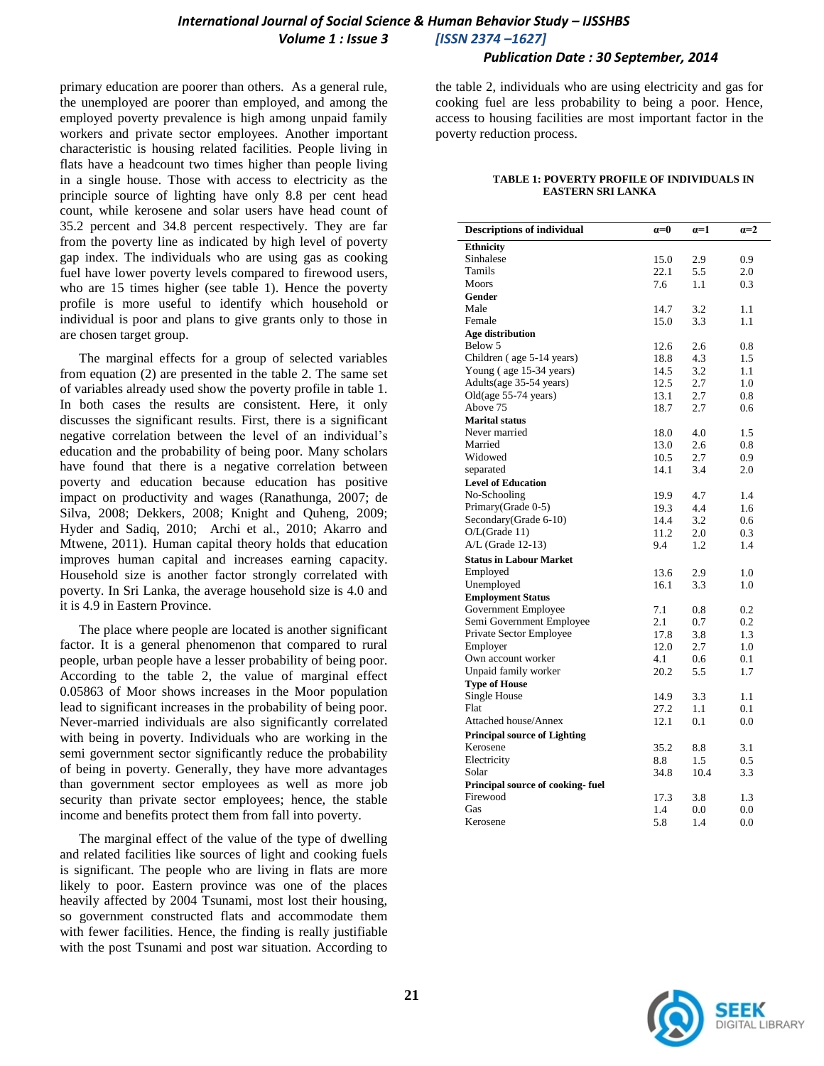primary education are poorer than others. As a general rule, the unemployed are poorer than employed, and among the employed poverty prevalence is high among unpaid family workers and private sector employees. Another important characteristic is housing related facilities. People living in flats have a headcount two times higher than people living in a single house. Those with access to electricity as the principle source of lighting have only 8.8 per cent head count, while kerosene and solar users have head count of 35.2 percent and 34.8 percent respectively. They are far from the poverty line as indicated by high level of poverty gap index. The individuals who are using gas as cooking fuel have lower poverty levels compared to firewood users, who are 15 times higher (see table 1). Hence the poverty profile is more useful to identify which household or individual is poor and plans to give grants only to those in are chosen target group.

The marginal effects for a group of selected variables from equation (2) are presented in the table 2. The same set of variables already used show the poverty profile in table 1. In both cases the results are consistent. Here, it only discusses the significant results. First, there is a significant negative correlation between the level of an individual's education and the probability of being poor. Many scholars have found that there is a negative correlation between poverty and education because education has positive impact on productivity and wages (Ranathunga, 2007; de Silva, 2008; Dekkers, 2008; Knight and Quheng, 2009; Hyder and Sadiq, 2010; Archi et al., 2010; Akarro and Mtwene, 2011). Human capital theory holds that education improves human capital and increases earning capacity. Household size is another factor strongly correlated with poverty. In Sri Lanka, the average household size is 4.0 and it is 4.9 in Eastern Province.

The place where people are located is another significant factor. It is a general phenomenon that compared to rural people, urban people have a lesser probability of being poor. According to the table 2, the value of marginal effect 0.05863 of Moor shows increases in the Moor population lead to significant increases in the probability of being poor. Never-married individuals are also significantly correlated with being in poverty. Individuals who are working in the semi government sector significantly reduce the probability of being in poverty. Generally, they have more advantages than government sector employees as well as more job security than private sector employees; hence, the stable income and benefits protect them from fall into poverty.

The marginal effect of the value of the type of dwelling and related facilities like sources of light and cooking fuels is significant. The people who are living in flats are more likely to poor. Eastern province was one of the places heavily affected by 2004 Tsunami, most lost their housing, so government constructed flats and accommodate them with fewer facilities. Hence, the finding is really justifiable with the post Tsunami and post war situation. According to the table 2, individuals who are using electricity and gas for cooking fuel are less probability to being a poor. Hence, access to housing facilities are most important factor in the poverty reduction process.

**TABLE 1: POVERTY PROFILE OF INDIVIDUALS IN EASTERN SRI LANKA**

| Descriptions of individual | α=0 | α=1 | α=2 |
|---|---|---|---|
| **Ethnicity** | | | |
| Sinhalese | 15.0 | 2.9 | 0.9 |
| Tamils | 22.1 | 5.5 | 2.0 |
| Moors | 7.6 | 1.1 | 0.3 |
| **Gender** | | | |
| Male | 14.7 | 3.2 | 1.1 |
| Female | 15.0 | 3.3 | 1.1 |
| **Age distribution** | | | |
| Below 5 | 12.6 | 2.6 | 0.8 |
| Children ( age 5-14 years) | 18.8 | 4.3 | 1.5 |
| Young ( age 15-34 years) | 14.5 | 3.2 | 1.1 |
| Adults(age 35-54 years) | 12.5 | 2.7 | 1.0 |
| Old(age 55-74 years) | 13.1 | 2.7 | 0.8 |
| Above 75 | 18.7 | 2.7 | 0.6 |
| **Marital status** | | | |
| Never married | 18.0 | 4.0 | 1.5 |
| Married | 13.0 | 2.6 | 0.8 |
| Widowed | 10.5 | 2.7 | 0.9 |
| separated | 14.1 | 3.4 | 2.0 |
| **Level of Education** | | | |
| No-Schooling | 19.9 | 4.7 | 1.4 |
| Primary(Grade 0-5) | 19.3 | 4.4 | 1.6 |
| Secondary(Grade 6-10) | 14.4 | 3.2 | 0.6 |
| O/L(Grade 11) | 11.2 | 2.0 | 0.3 |
| A/L (Grade 12-13) | 9.4 | 1.2 | 1.4 |
| **Status in Labour Market** | | | |
| Employed | 13.6 | 2.9 | 1.0 |
| Unemployed | 16.1 | 3.3 | 1.0 |
| **Employment Status** | | | |
| Government Employee | 7.1 | 0.8 | 0.2 |
| Semi Government Employee | 2.1 | 0.7 | 0.2 |
| Private Sector Employee | 17.8 | 3.8 | 1.3 |
| Employer | 12.0 | 2.7 | 1.0 |
| Own account worker | 4.1 | 0.6 | 0.1 |
| Unpaid family worker | 20.2 | 5.5 | 1.7 |
| **Type of House** | | | |
| Single House | 14.9 | 3.3 | 1.1 |
| Flat | 27.2 | 1.1 | 0.1 |
| Attached house/Annex | 12.1 | 0.1 | 0.0 |
| **Principal source of Lighting** | | | |
| Kerosene | 35.2 | 8.8 | 3.1 |
| Electricity | 8.8 | 1.5 | 0.5 |
| Solar | 34.8 | 10.4 | 3.3 |
| **Principal source of cooking- fuel** | | | |
| Firewood | 17.3 | 3.8 | 1.3 |
| Gas | 1.4 | 0.0 | 0.0 |
| Kerosene | 5.8 | 1.4 | 0.0 |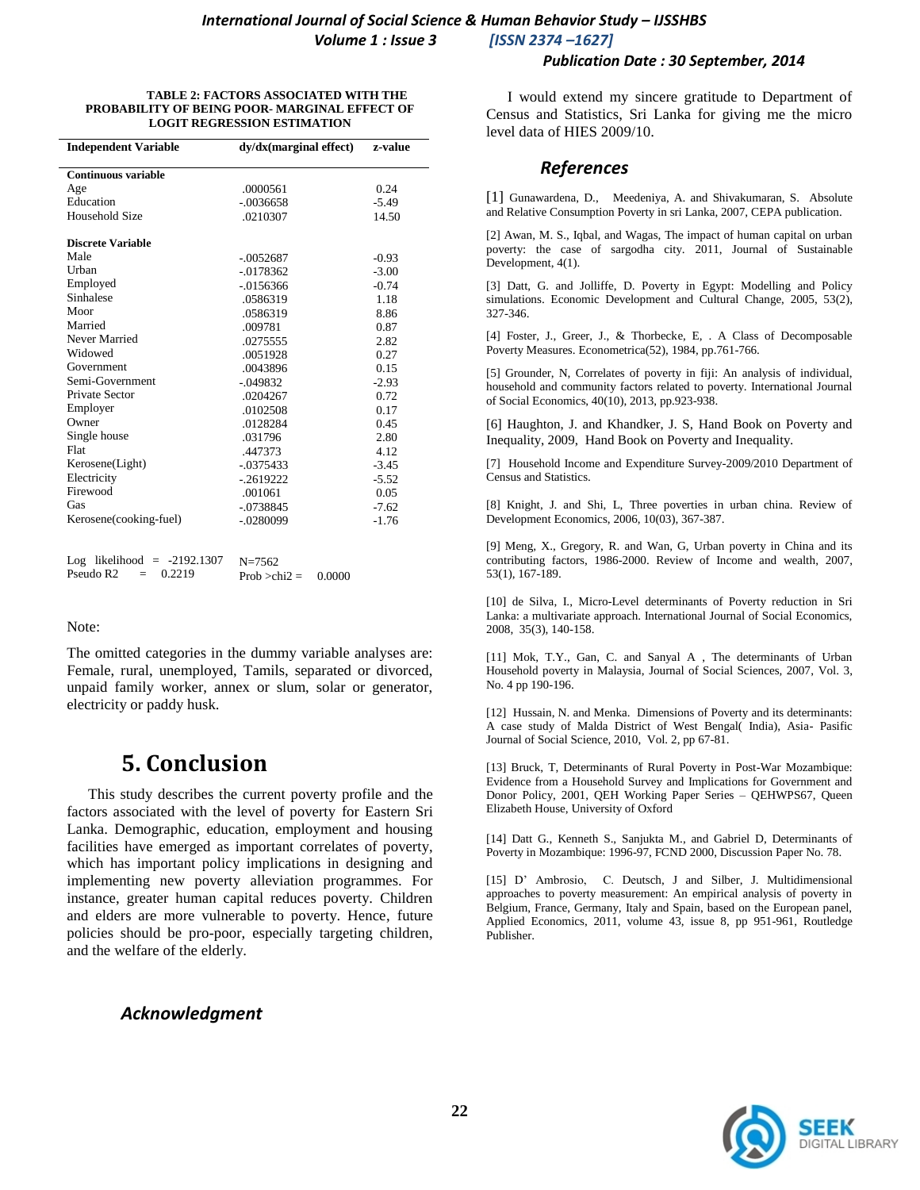**TABLE 2: FACTORS ASSOCIATED WITH THE PROBABILITY OF BEING POOR- MARGINAL EFFECT OF LOGIT REGRESSION ESTIMATION**

| Independent Variable | dy/dx(marginal effect) | z-value |
|---|---|---|
| **Continuous variable** | | |
| Age | .0000561 | 0.24 |
| Education | -.0036658 | -5.49 |
| Household Size | .0210307 | 14.50 |
| **Discrete Variable** | | |
| Male | -.0052687 | -0.93 |
| Urban | -.0178362 | -3.00 |
| Employed | -.0156366 | -0.74 |
| Sinhalese | .0586319 | 1.18 |
| Moor | .0586319 | 8.86 |
| Married | .009781 | 0.87 |
| Never Married | .0275555 | 2.82 |
| Widowed | .0051928 | 0.27 |
| Government | .0043896 | 0.15 |
| Semi-Government | -.049832 | -2.93 |
| Private Sector | .0204267 | 0.72 |
| Employer | .0102508 | 0.17 |
| Owner | .0128284 | 0.45 |
| Single house | .031796 | 2.80 |
| Flat | .447373 | 4.12 |
| Kerosene(Light) | -.0375433 | -3.45 |
| Electricity | -.2619222 | -5.52 |
| Firewood | .001061 | 0.05 |
| Gas | -.0738845 | -7.62 |
| Kerosene(cooking-fuel) | -.0280099 | -1.76 |

Log likelihood = -2192.1307 N=7562
Pseudo R2 = 0.2219 Prob >chi2 = 0.0000

Note:

The omitted categories in the dummy variable analyses are: Female, rural, unemployed, Tamils, separated or divorced, unpaid family worker, annex or slum, solar or generator, electricity or paddy husk.

# 5. Conclusion

This study describes the current poverty profile and the factors associated with the level of poverty for Eastern Sri Lanka. Demographic, education, employment and housing facilities have emerged as important correlates of poverty, which has important policy implications in designing and implementing new poverty alleviation programmes. For instance, greater human capital reduces poverty. Children and elders are more vulnerable to poverty. Hence, future policies should be pro-poor, especially targeting children, and the welfare of the elderly.

## *Acknowledgment*

I would extend my sincere gratitude to Department of Census and Statistics, Sri Lanka for giving me the micro level data of HIES 2009/10.

## *References*

[1] Gunawardena, D., Meedeniya, A. and Shivakumaran, S. Absolute and Relative Consumption Poverty in sri Lanka, 2007, CEPA publication.

[2] Awan, M. S., Iqbal, and Wagas, The impact of human capital on urban poverty: the case of sargodha city. 2011, Journal of Sustainable Development, 4(1).

[3] Datt, G. and Jolliffe, D. Poverty in Egypt: Modelling and Policy simulations. Economic Development and Cultural Change, 2005, 53(2), 327-346.

[4] Foster, J., Greer, J., & Thorbecke, E, . A Class of Decomposable Poverty Measures. Econometrica(52), 1984, pp.761-766.

[5] Grounder, N, Correlates of poverty in fiji: An analysis of individual, household and community factors related to poverty. International Journal of Social Economics, 40(10), 2013, pp.923-938.

[6] Haughton, J. and Khandker, J. S, Hand Book on Poverty and Inequality, 2009, Hand Book on Poverty and Inequality.

[7] Household Income and Expenditure Survey-2009/2010 Department of Census and Statistics.

[8] Knight, J. and Shi, L, Three poverties in urban china. Review of Development Economics, 2006, 10(03), 367-387.

[9] Meng, X., Gregory, R. and Wan, G, Urban poverty in China and its contributing factors, 1986-2000. Review of Income and wealth, 2007, 53(1), 167-189.

[10] de Silva, I., Micro-Level determinants of Poverty reduction in Sri Lanka: a multivariate approach. International Journal of Social Economics, 2008, 35(3), 140-158.

[11] Mok, T.Y., Gan, C. and Sanyal A , The determinants of Urban Household poverty in Malaysia, Journal of Social Sciences, 2007, Vol. 3, No. 4 pp 190-196.

[12] Hussain, N. and Menka. Dimensions of Poverty and its determinants: A case study of Malda District of West Bengal( India), Asia- Pasific Journal of Social Science, 2010, Vol. 2, pp 67-81.

[13] Bruck, T, Determinants of Rural Poverty in Post-War Mozambique: Evidence from a Household Survey and Implications for Government and Donor Policy, 2001, QEH Working Paper Series – QEHWPS67, Queen Elizabeth House, University of Oxford

[14] Datt G., Kenneth S., Sanjukta M., and Gabriel D, Determinants of Poverty in Mozambique: 1996-97, FCND 2000, Discussion Paper No. 78.

[15] D' Ambrosio, C. Deutsch, J and Silber, J. Multidimensional approaches to poverty measurement: An empirical analysis of poverty in Belgium, France, Germany, Italy and Spain, based on the European panel, Applied Economics, 2011, volume 43, issue 8, pp 951-961, Routledge Publisher.